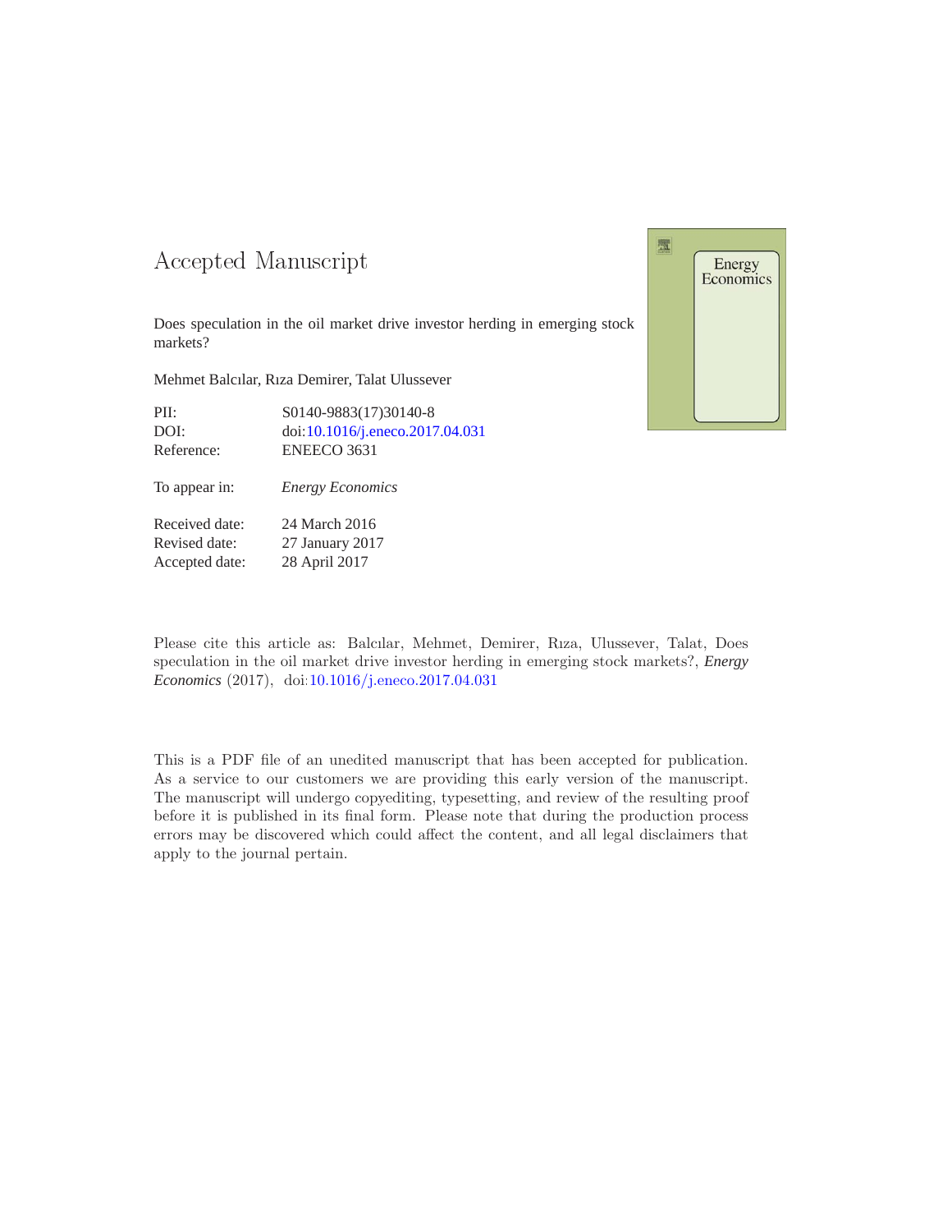# Accepted Manuscript

Does speculation in the oil market drive investor herding in emerging stock markets?

Mehmet Balcılar, Rıza Demirer, Talat Ulussever

| | |
|---|---|
| PII: | S0140-9883(17)30140-8 |
| DOI: | doi:10.1016/j.eneco.2017.04.031 |
| Reference: | ENEECO 3631 |
| To appear in: | *Energy Economics* |
| Received date: | 24 March 2016 |
| Revised date: | 27 January 2017 |
| Accepted date: | 28 April 2017 |

Please cite this article as: Balcılar, Mehmet, Demirer, Rıza, Ulussever, Talat, Does speculation in the oil market drive investor herding in emerging stock markets?, *Energy Economics* (2017), doi:10.1016/j.eneco.2017.04.031

This is a PDF file of an unedited manuscript that has been accepted for publication. As a service to our customers we are providing this early version of the manuscript. The manuscript will undergo copyediting, typesetting, and review of the resulting proof before it is published in its final form. Please note that during the production process errors may be discovered which could affect the content, and all legal disclaimers that apply to the journal pertain.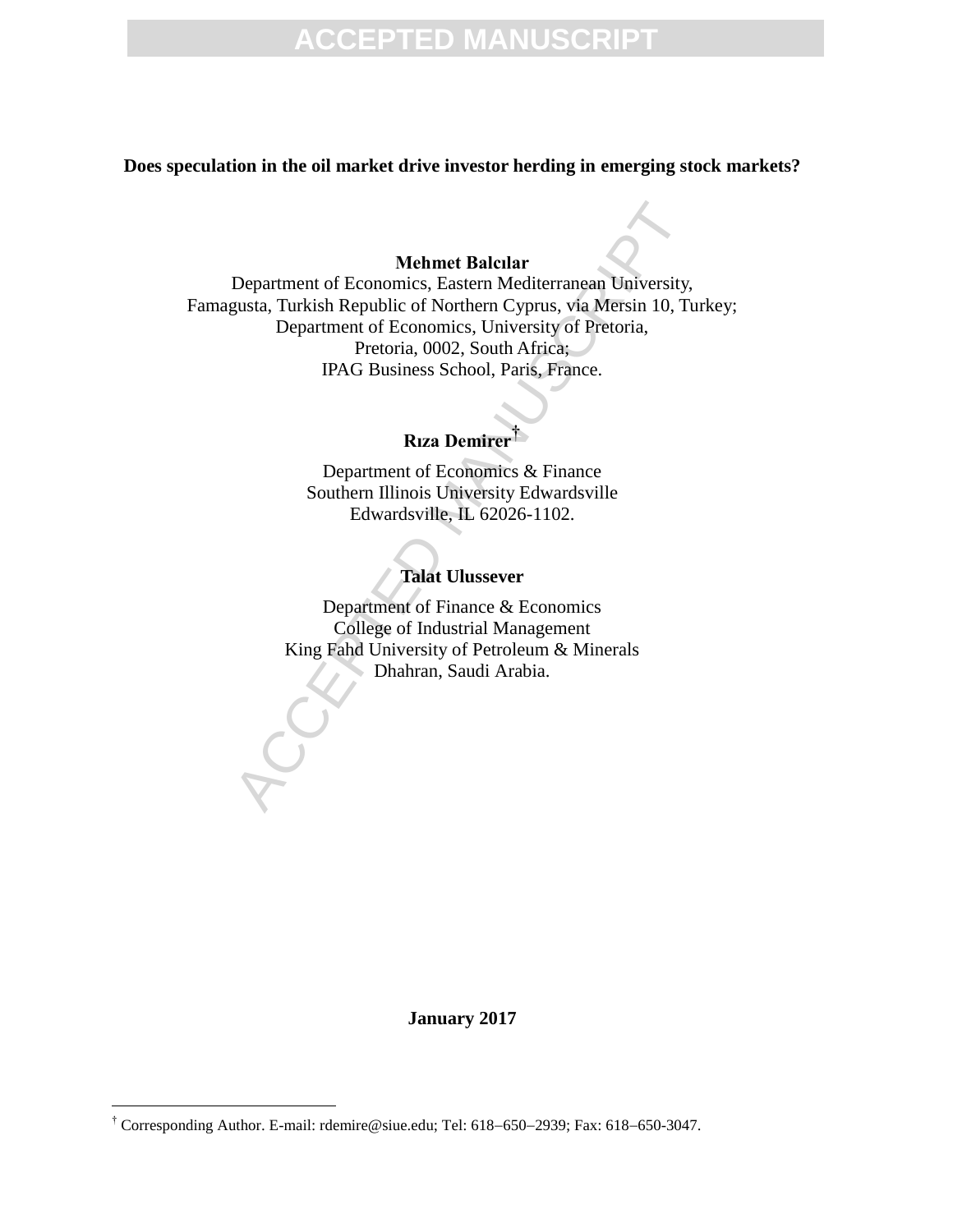**Does speculation in the oil market drive investor herding in emerging stock markets?**

**Mehmet Balcılar**

Department of Economics, Eastern Mediterranean University,
Famagusta, Turkish Republic of Northern Cyprus, via Mersin 10, Turkey;
Department of Economics, University of Pretoria,
Pretoria, 0002, South Africa;
IPAG Business School, Paris, France.

**Rıza Demirer**[†]

Department of Economics & Finance
Southern Illinois University Edwardsville
Edwardsville, IL 62026-1102.

**Talat Ulussever**

Department of Finance & Economics
College of Industrial Management
King Fahd University of Petroleum & Minerals
Dhahran, Saudi Arabia.

**January 2017**

[†] Corresponding Author. E-mail: rdemire@siue.edu; Tel: 618−650−2939; Fax: 618−650-3047.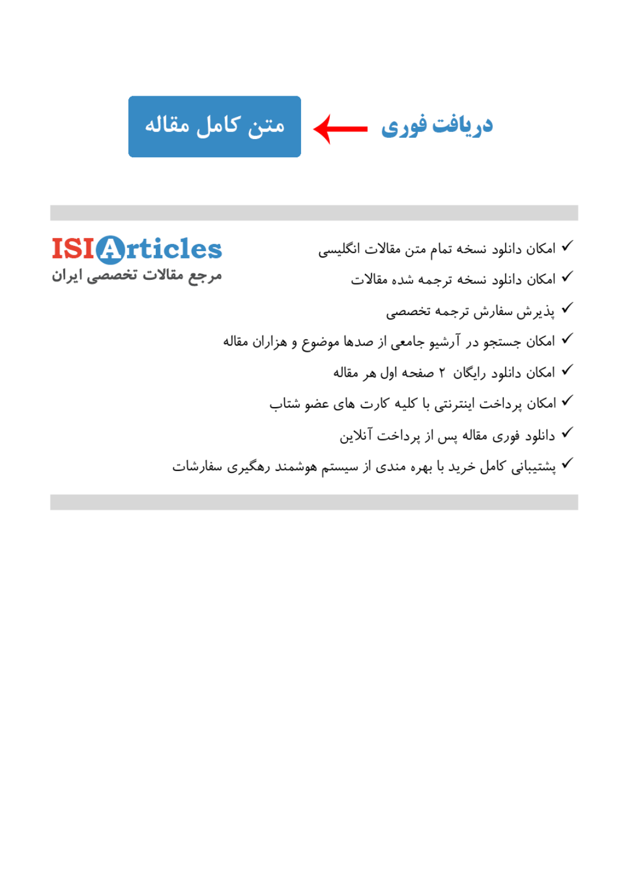دریافت فوری ← **متن کامل مقاله**

**ISIArticles**
مرجع مقالات تخصصی ایران

- ✓ امکان دانلود نسخه تمام متن مقالات انگلیسی
- ✓ امکان دانلود نسخه ترجمه شده مقالات
- ✓ پذیرش سفارش ترجمه تخصصی
- ✓ امکان جستجو در آرشیو جامعی از صدها موضوع و هزاران مقاله
- ✓ امکان دانلود رایگان ۲ صفحه اول هر مقاله
- ✓ امکان پرداخت اینترنتی با کلیه کارت های عضو شتاب
- ✓ دانلود فوری مقاله پس از پرداخت آنلاین
- ✓ پشتیبانی کامل خرید با بهره مندی از سیستم هوشمند رهگیری سفارشات